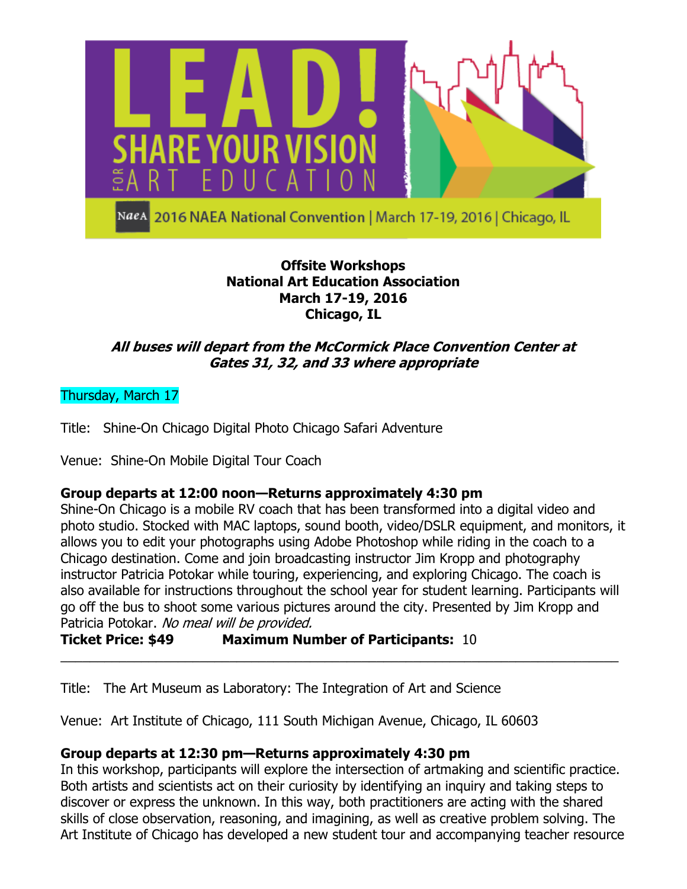LEAD! SHARE YOUR VISION FOR ART EDUCATION

2016 NAEA National Convention | March 17-19, 2016 | Chicago, IL

**Offsite Workshops**
**National Art Education Association**
**March 17-19, 2016**
**Chicago, IL**

***All buses will depart from the McCormick Place Convention Center at Gates 31, 32, and 33 where appropriate***

## Thursday, March 17

Title: Shine-On Chicago Digital Photo Chicago Safari Adventure

Venue: Shine-On Mobile Digital Tour Coach

**Group departs at 12:00 noon—Returns approximately 4:30 pm**

Shine-On Chicago is a mobile RV coach that has been transformed into a digital video and photo studio. Stocked with MAC laptops, sound booth, video/DSLR equipment, and monitors, it allows you to edit your photographs using Adobe Photoshop while riding in the coach to a Chicago destination. Come and join broadcasting instructor Jim Kropp and photography instructor Patricia Potokar while touring, experiencing, and exploring Chicago. The coach is also available for instructions throughout the school year for student learning. Participants will go off the bus to shoot some various pictures around the city. Presented by Jim Kropp and Patricia Potokar. *No meal will be provided.*

**Ticket Price: $49** **Maximum Number of Participants:** 10

---

Title: The Art Museum as Laboratory: The Integration of Art and Science

Venue: Art Institute of Chicago, 111 South Michigan Avenue, Chicago, IL 60603

**Group departs at 12:30 pm—Returns approximately 4:30 pm**

In this workshop, participants will explore the intersection of artmaking and scientific practice. Both artists and scientists act on their curiosity by identifying an inquiry and taking steps to discover or express the unknown. In this way, both practitioners are acting with the shared skills of close observation, reasoning, and imagining, as well as creative problem solving. The Art Institute of Chicago has developed a new student tour and accompanying teacher resource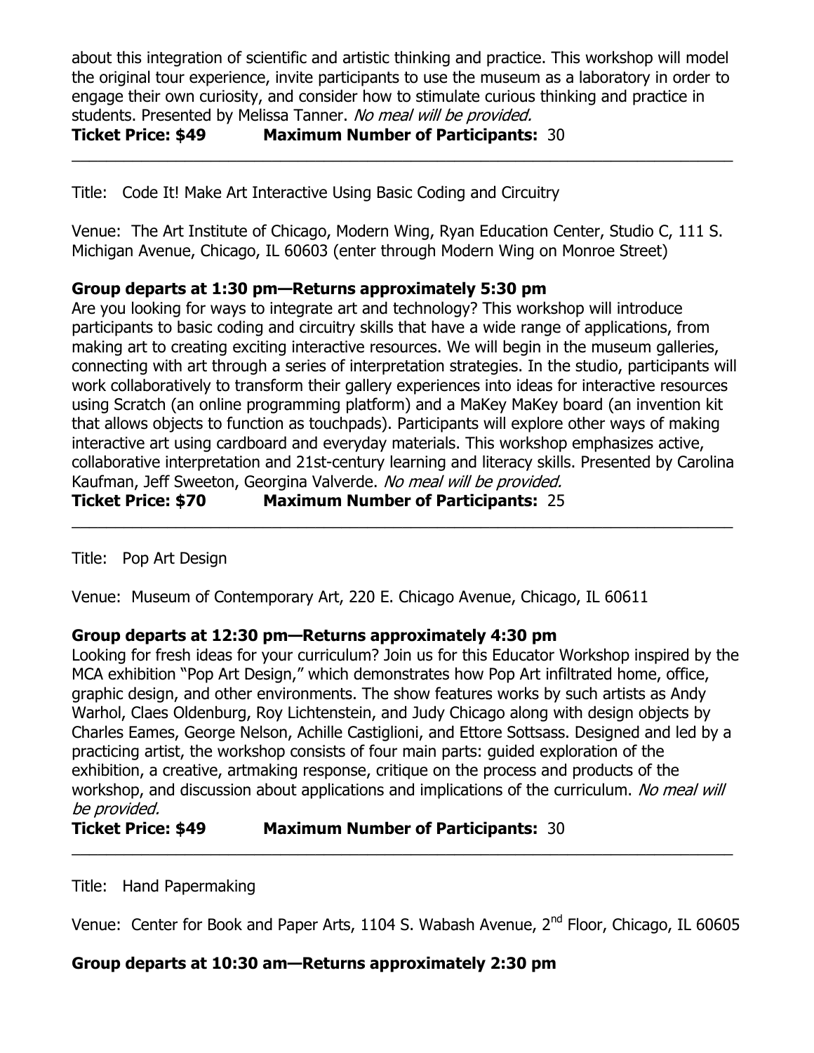about this integration of scientific and artistic thinking and practice. This workshop will model the original tour experience, invite participants to use the museum as a laboratory in order to engage their own curiosity, and consider how to stimulate curious thinking and practice in students. Presented by Melissa Tanner. *No meal will be provided.*

**Ticket Price: $49** **Maximum Number of Participants:** 30

---

Title: Code It! Make Art Interactive Using Basic Coding and Circuitry

Venue: The Art Institute of Chicago, Modern Wing, Ryan Education Center, Studio C, 111 S. Michigan Avenue, Chicago, IL 60603 (enter through Modern Wing on Monroe Street)

**Group departs at 1:30 pm—Returns approximately 5:30 pm**

Are you looking for ways to integrate art and technology? This workshop will introduce participants to basic coding and circuitry skills that have a wide range of applications, from making art to creating exciting interactive resources. We will begin in the museum galleries, connecting with art through a series of interpretation strategies. In the studio, participants will work collaboratively to transform their gallery experiences into ideas for interactive resources using Scratch (an online programming platform) and a MaKey MaKey board (an invention kit that allows objects to function as touchpads). Participants will explore other ways of making interactive art using cardboard and everyday materials. This workshop emphasizes active, collaborative interpretation and 21st-century learning and literacy skills. Presented by Carolina Kaufman, Jeff Sweeton, Georgina Valverde. *No meal will be provided.*

**Ticket Price: $70** **Maximum Number of Participants:** 25

---

Title: Pop Art Design

Venue: Museum of Contemporary Art, 220 E. Chicago Avenue, Chicago, IL 60611

**Group departs at 12:30 pm—Returns approximately 4:30 pm**

Looking for fresh ideas for your curriculum? Join us for this Educator Workshop inspired by the MCA exhibition "Pop Art Design," which demonstrates how Pop Art infiltrated home, office, graphic design, and other environments. The show features works by such artists as Andy Warhol, Claes Oldenburg, Roy Lichtenstein, and Judy Chicago along with design objects by Charles Eames, George Nelson, Achille Castiglioni, and Ettore Sottsass. Designed and led by a practicing artist, the workshop consists of four main parts: guided exploration of the exhibition, a creative, artmaking response, critique on the process and products of the workshop, and discussion about applications and implications of the curriculum. *No meal will be provided.*

**Ticket Price: $49** **Maximum Number of Participants:** 30

---

Title: Hand Papermaking

Venue: Center for Book and Paper Arts, 1104 S. Wabash Avenue, 2nd Floor, Chicago, IL 60605

**Group departs at 10:30 am—Returns approximately 2:30 pm**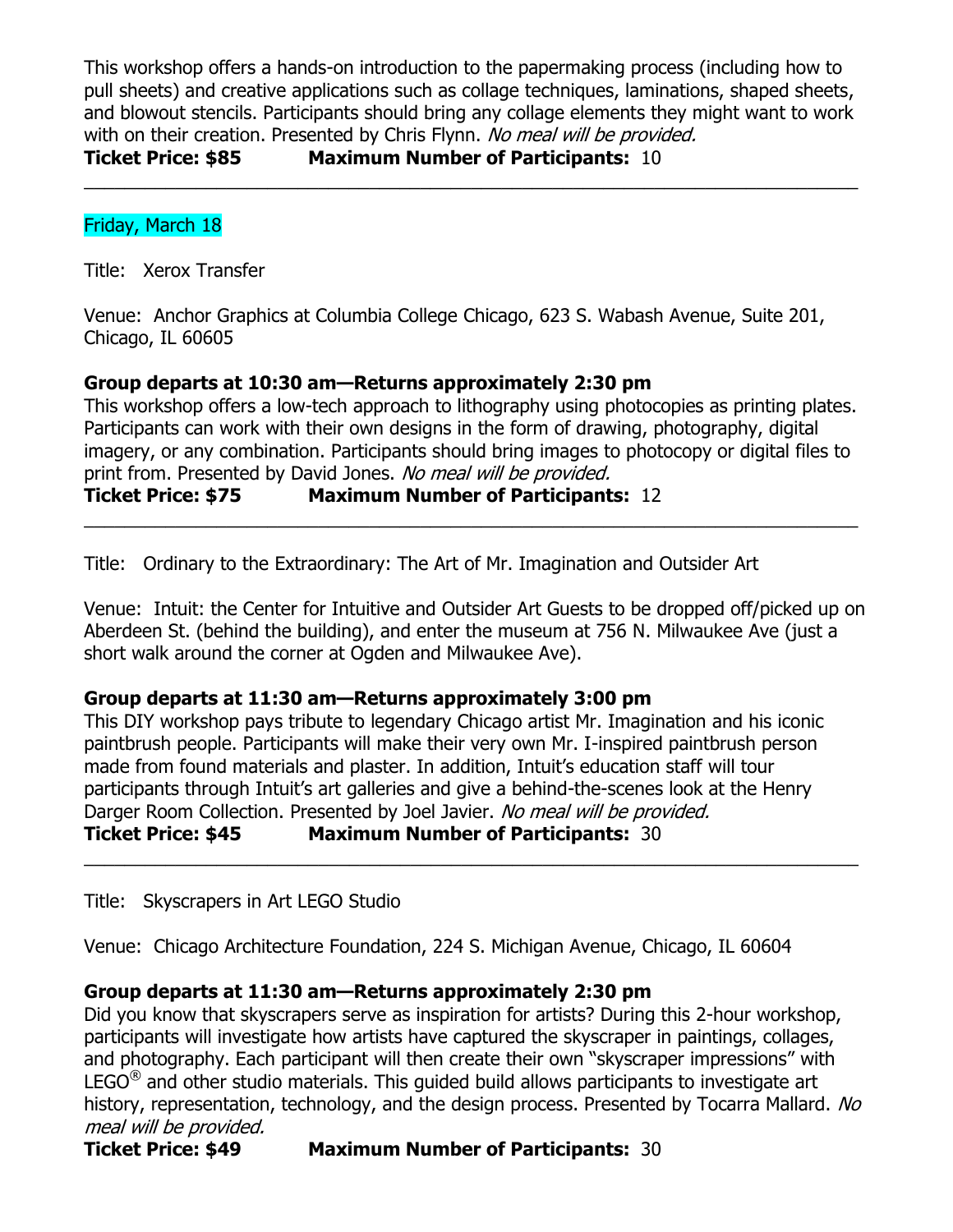This workshop offers a hands-on introduction to the papermaking process (including how to pull sheets) and creative applications such as collage techniques, laminations, shaped sheets, and blowout stencils. Participants should bring any collage elements they might want to work with on their creation. Presented by Chris Flynn. *No meal will be provided.*

**Ticket Price: $85** **Maximum Number of Participants:** 10

---

Friday, March 18

Title: Xerox Transfer

Venue: Anchor Graphics at Columbia College Chicago, 623 S. Wabash Avenue, Suite 201, Chicago, IL 60605

**Group departs at 10:30 am—Returns approximately 2:30 pm**

This workshop offers a low-tech approach to lithography using photocopies as printing plates. Participants can work with their own designs in the form of drawing, photography, digital imagery, or any combination. Participants should bring images to photocopy or digital files to print from. Presented by David Jones. *No meal will be provided.*

**Ticket Price: $75** **Maximum Number of Participants:** 12

---

Title: Ordinary to the Extraordinary: The Art of Mr. Imagination and Outsider Art

Venue: Intuit: the Center for Intuitive and Outsider Art Guests to be dropped off/picked up on Aberdeen St. (behind the building), and enter the museum at 756 N. Milwaukee Ave (just a short walk around the corner at Ogden and Milwaukee Ave).

**Group departs at 11:30 am—Returns approximately 3:00 pm**

This DIY workshop pays tribute to legendary Chicago artist Mr. Imagination and his iconic paintbrush people. Participants will make their very own Mr. I-inspired paintbrush person made from found materials and plaster. In addition, Intuit's education staff will tour participants through Intuit's art galleries and give a behind-the-scenes look at the Henry Darger Room Collection. Presented by Joel Javier. *No meal will be provided.*

**Ticket Price: $45** **Maximum Number of Participants:** 30

---

Title: Skyscrapers in Art LEGO Studio

Venue: Chicago Architecture Foundation, 224 S. Michigan Avenue, Chicago, IL 60604

**Group departs at 11:30 am—Returns approximately 2:30 pm**

Did you know that skyscrapers serve as inspiration for artists? During this 2-hour workshop, participants will investigate how artists have captured the skyscraper in paintings, collages, and photography. Each participant will then create their own "skyscraper impressions" with LEGO® and other studio materials. This guided build allows participants to investigate art history, representation, technology, and the design process. Presented by Tocarra Mallard. *No meal will be provided.*

**Ticket Price: $49** **Maximum Number of Participants:** 30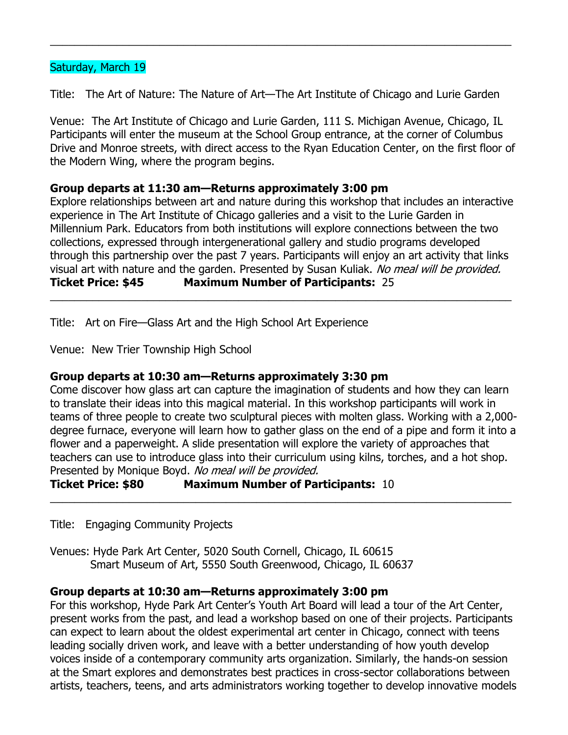---

Saturday, March 19

Title: The Art of Nature: The Nature of Art—The Art Institute of Chicago and Lurie Garden

Venue: The Art Institute of Chicago and Lurie Garden, 111 S. Michigan Avenue, Chicago, IL
Participants will enter the museum at the School Group entrance, at the corner of Columbus Drive and Monroe streets, with direct access to the Ryan Education Center, on the first floor of the Modern Wing, where the program begins.

**Group departs at 11:30 am—Returns approximately 3:00 pm**
Explore relationships between art and nature during this workshop that includes an interactive experience in The Art Institute of Chicago galleries and a visit to the Lurie Garden in Millennium Park. Educators from both institutions will explore connections between the two collections, expressed through intergenerational gallery and studio programs developed through this partnership over the past 7 years. Participants will enjoy an art activity that links visual art with nature and the garden. Presented by Susan Kuliak. *No meal will be provided.*
**Ticket Price: $45** **Maximum Number of Participants:** 25

---

Title: Art on Fire—Glass Art and the High School Art Experience

Venue: New Trier Township High School

**Group departs at 10:30 am—Returns approximately 3:30 pm**
Come discover how glass art can capture the imagination of students and how they can learn to translate their ideas into this magical material. In this workshop participants will work in teams of three people to create two sculptural pieces with molten glass. Working with a 2,000-degree furnace, everyone will learn how to gather glass on the end of a pipe and form it into a flower and a paperweight. A slide presentation will explore the variety of approaches that teachers can use to introduce glass into their curriculum using kilns, torches, and a hot shop. Presented by Monique Boyd. *No meal will be provided.*
**Ticket Price: $80** **Maximum Number of Participants:** 10

---

Title: Engaging Community Projects

Venues: Hyde Park Art Center, 5020 South Cornell, Chicago, IL 60615
Smart Museum of Art, 5550 South Greenwood, Chicago, IL 60637

**Group departs at 10:30 am—Returns approximately 3:00 pm**
For this workshop, Hyde Park Art Center's Youth Art Board will lead a tour of the Art Center, present works from the past, and lead a workshop based on one of their projects. Participants can expect to learn about the oldest experimental art center in Chicago, connect with teens leading socially driven work, and leave with a better understanding of how youth develop voices inside of a contemporary community arts organization. Similarly, the hands-on session at the Smart explores and demonstrates best practices in cross-sector collaborations between artists, teachers, teens, and arts administrators working together to develop innovative models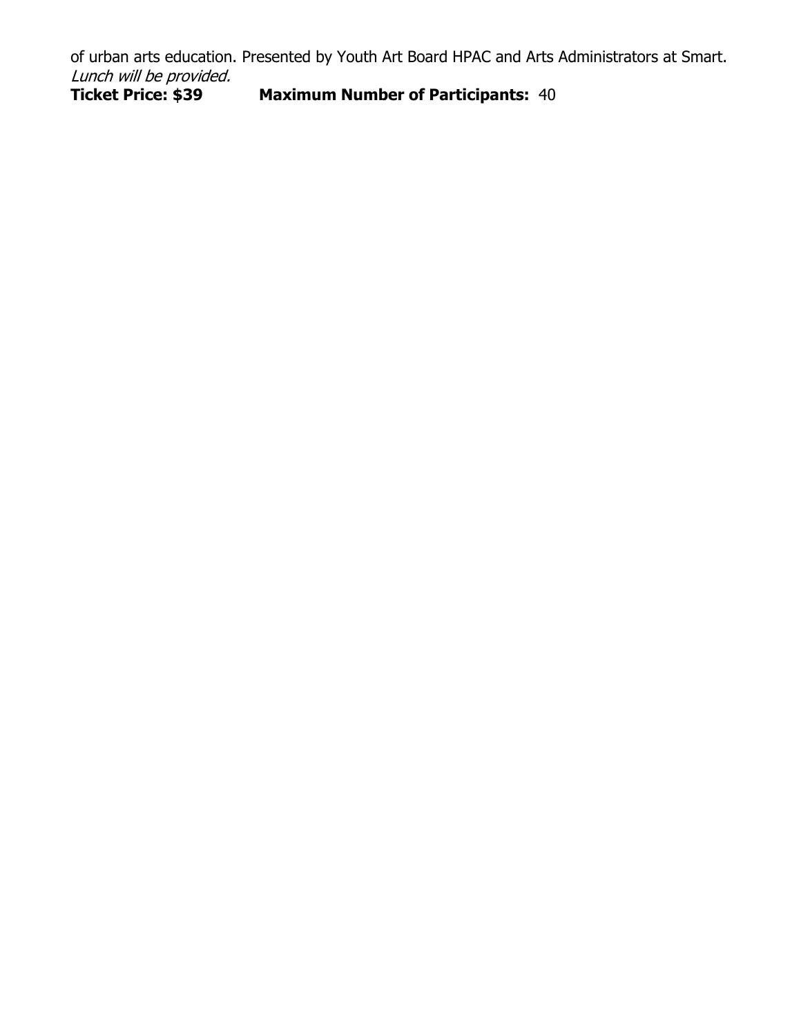of urban arts education. Presented by Youth Art Board HPAC and Arts Administrators at Smart.
*Lunch will be provided.*
**Ticket Price: $39** **Maximum Number of Participants:** 40